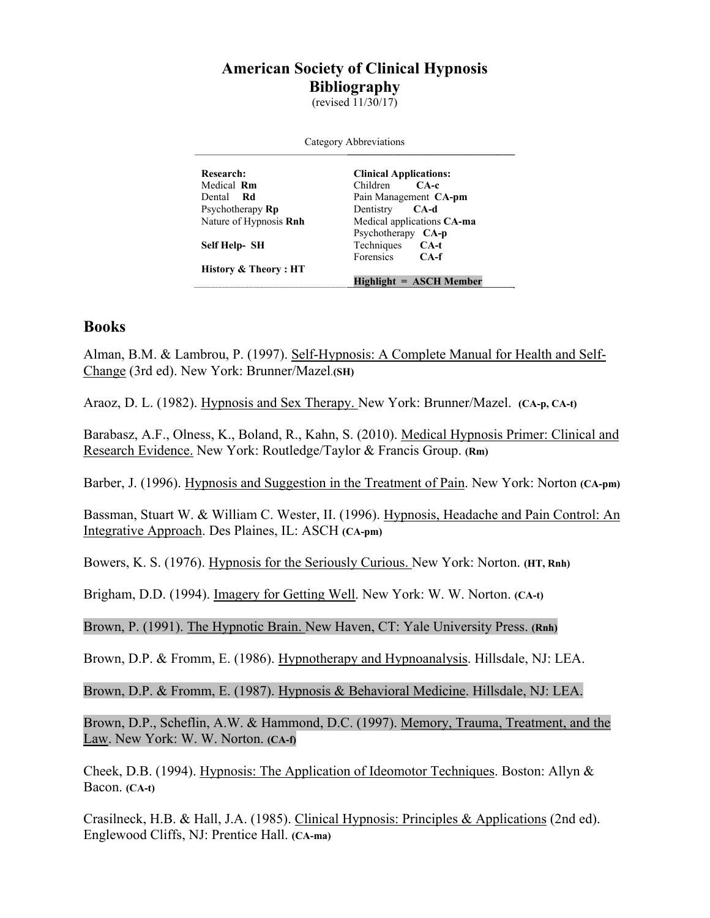# American Society of Clinical Hypnosis
## Bibliography

(revised 11/30/17)

Category Abbreviations

| Research: | Clinical Applications: |
|---|---|
| Medical **Rm** | Children **CA-c** |
| Dental **Rd** | Pain Management **CA-pm** |
| Psychotherapy **Rp** | Dentistry **CA-d** |
| Nature of Hypnosis **Rnh** | Medical applications **CA-ma** |
| | Psychotherapy **CA-p** |
| **Self Help- SH** | Techniques **CA-t** |
| | Forensics **CA-f** |
| **History & Theory : HT** | |
| | **Highlight = ASCH Member** |

## Books

Alman, B.M. & Lambrou, P. (1997). Self-Hypnosis: A Complete Manual for Health and Self-Change (3rd ed). New York: Brunner/Mazel.**(SH)**

Araoz, D. L. (1982). Hypnosis and Sex Therapy. New York: Brunner/Mazel. **(CA-p, CA-t)**

Barabasz, A.F., Olness, K., Boland, R., Kahn, S. (2010). Medical Hypnosis Primer: Clinical and Research Evidence. New York: Routledge/Taylor & Francis Group. **(Rm)**

Barber, J. (1996). Hypnosis and Suggestion in the Treatment of Pain. New York: Norton **(CA-pm)**

Bassman, Stuart W. & William C. Wester, II. (1996). Hypnosis, Headache and Pain Control: An Integrative Approach. Des Plaines, IL: ASCH **(CA-pm)**

Bowers, K. S. (1976). Hypnosis for the Seriously Curious. New York: Norton. **(HT, Rnh)**

Brigham, D.D. (1994). Imagery for Getting Well. New York: W. W. Norton. **(CA-t)**

Brown, P. (1991). The Hypnotic Brain. New Haven, CT: Yale University Press. **(Rnh)**

Brown, D.P. & Fromm, E. (1986). Hypnotherapy and Hypnoanalysis. Hillsdale, NJ: LEA.

Brown, D.P. & Fromm, E. (1987). Hypnosis & Behavioral Medicine. Hillsdale, NJ: LEA.

Brown, D.P., Scheflin, A.W. & Hammond, D.C. (1997). Memory, Trauma, Treatment, and the Law. New York: W. W. Norton. **(CA-f)**

Cheek, D.B. (1994). Hypnosis: The Application of Ideomotor Techniques. Boston: Allyn & Bacon. **(CA-t)**

Crasilneck, H.B. & Hall, J.A. (1985). Clinical Hypnosis: Principles & Applications (2nd ed). Englewood Cliffs, NJ: Prentice Hall. **(CA-ma)**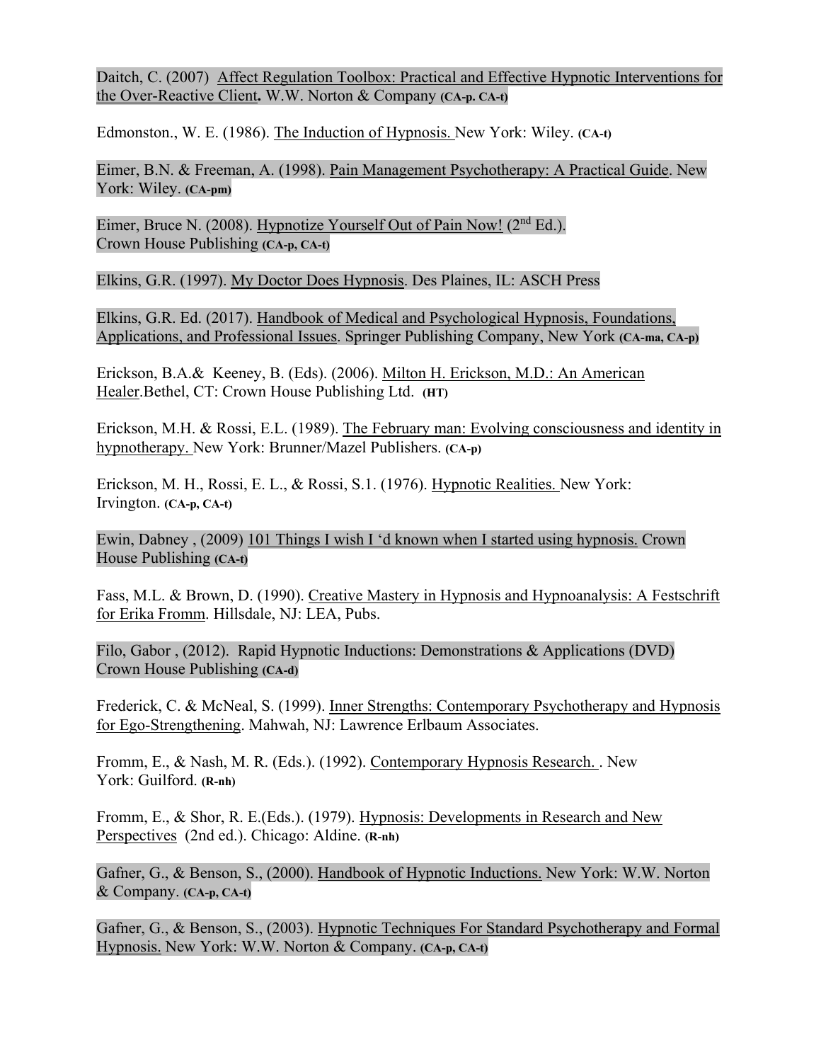Daitch, C. (2007) Affect Regulation Toolbox: Practical and Effective Hypnotic Interventions for the Over-Reactive Client**.** W.W. Norton & Company **(CA-p. CA-t)**

Edmonston., W. E. (1986). The Induction of Hypnosis. New York: Wiley. **(CA-t)**

Eimer, B.N. & Freeman, A. (1998). Pain Management Psychotherapy: A Practical Guide. New York: Wiley. **(CA-pm)**

Eimer, Bruce N. (2008). Hypnotize Yourself Out of Pain Now! (2nd Ed.). Crown House Publishing **(CA-p, CA-t)**

Elkins, G.R. (1997). My Doctor Does Hypnosis. Des Plaines, IL: ASCH Press

Elkins, G.R. Ed. (2017). Handbook of Medical and Psychological Hypnosis, Foundations, Applications, and Professional Issues. Springer Publishing Company, New York **(CA-ma, CA-p)**

Erickson, B.A.& Keeney, B. (Eds). (2006). Milton H. Erickson, M.D.: An American Healer.Bethel, CT: Crown House Publishing Ltd. **(HT)**

Erickson, M.H. & Rossi, E.L. (1989). The February man: Evolving consciousness and identity in hypnotherapy. New York: Brunner/Mazel Publishers. **(CA-p)**

Erickson, M. H., Rossi, E. L., & Rossi, S.1. (1976). Hypnotic Realities. New York: Irvington. **(CA-p, CA-t)**

Ewin, Dabney , (2009) 101 Things I wish I 'd known when I started using hypnosis. Crown House Publishing **(CA-t)**

Fass, M.L. & Brown, D. (1990). Creative Mastery in Hypnosis and Hypnoanalysis: A Festschrift for Erika Fromm. Hillsdale, NJ: LEA, Pubs.

Filo, Gabor , (2012). Rapid Hypnotic Inductions: Demonstrations & Applications (DVD) Crown House Publishing **(CA-d)**

Frederick, C. & McNeal, S. (1999). Inner Strengths: Contemporary Psychotherapy and Hypnosis for Ego-Strengthening. Mahwah, NJ: Lawrence Erlbaum Associates.

Fromm, E., & Nash, M. R. (Eds.). (1992). Contemporary Hypnosis Research. . New York: Guilford. **(R-nh)**

Fromm, E., & Shor, R. E.(Eds.). (1979). Hypnosis: Developments in Research and New Perspectives (2nd ed.). Chicago: Aldine. **(R-nh)**

Gafner, G., & Benson, S., (2000). Handbook of Hypnotic Inductions. New York: W.W. Norton & Company. **(CA-p, CA-t)**

Gafner, G., & Benson, S., (2003). Hypnotic Techniques For Standard Psychotherapy and Formal Hypnosis. New York: W.W. Norton & Company. **(CA-p, CA-t)**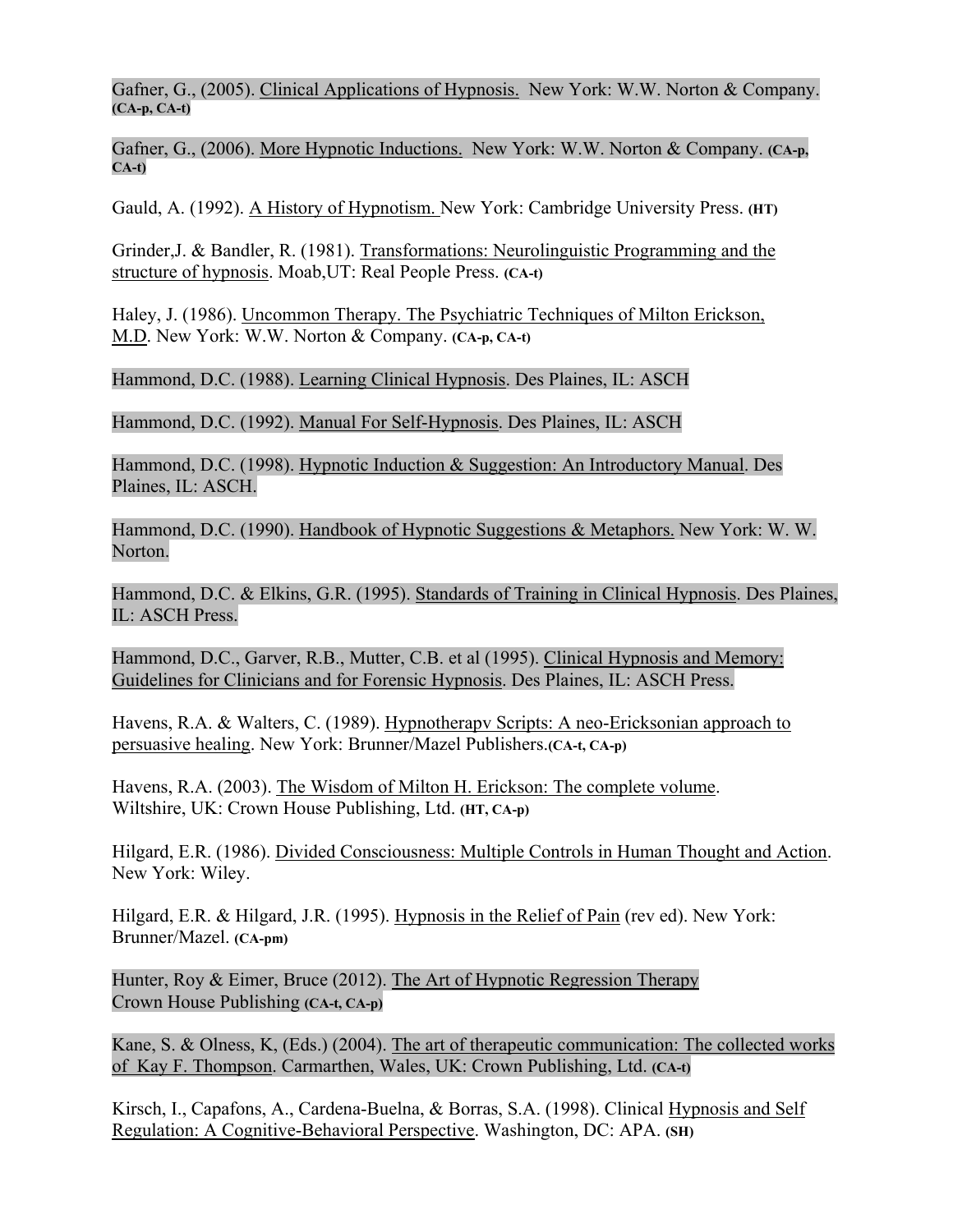Gafner, G., (2005). Clinical Applications of Hypnosis. New York: W.W. Norton & Company. **(CA-p, CA-t)**

Gafner, G., (2006). More Hypnotic Inductions. New York: W.W. Norton & Company. **(CA-p, CA-t)**

Gauld, A. (1992). A History of Hypnotism. New York: Cambridge University Press. **(HT)**

Grinder,J. & Bandler, R. (1981). Transformations: Neurolinguistic Programming and the structure of hypnosis. Moab,UT: Real People Press. **(CA-t)**

Haley, J. (1986). Uncommon Therapy. The Psychiatric Techniques of Milton Erickson, M.D. New York: W.W. Norton & Company. **(CA-p, CA-t)**

Hammond, D.C. (1988). Learning Clinical Hypnosis. Des Plaines, IL: ASCH

Hammond, D.C. (1992). Manual For Self-Hypnosis. Des Plaines, IL: ASCH

Hammond, D.C. (1998). Hypnotic Induction & Suggestion: An Introductory Manual. Des Plaines, IL: ASCH.

Hammond, D.C. (1990). Handbook of Hypnotic Suggestions & Metaphors. New York: W. W. Norton.

Hammond, D.C. & Elkins, G.R. (1995). Standards of Training in Clinical Hypnosis. Des Plaines, IL: ASCH Press.

Hammond, D.C., Garver, R.B., Mutter, C.B. et al (1995). Clinical Hypnosis and Memory: Guidelines for Clinicians and for Forensic Hypnosis. Des Plaines, IL: ASCH Press.

Havens, R.A. & Walters, C. (1989). Hypnotherapv Scripts: A neo-Ericksonian approach to persuasive healing. New York: Brunner/Mazel Publishers.**(CA-t, CA-p)**

Havens, R.A. (2003). The Wisdom of Milton H. Erickson: The complete volume. Wiltshire, UK: Crown House Publishing, Ltd. **(HT, CA-p)**

Hilgard, E.R. (1986). Divided Consciousness: Multiple Controls in Human Thought and Action. New York: Wiley.

Hilgard, E.R. & Hilgard, J.R. (1995). Hypnosis in the Relief of Pain (rev ed). New York: Brunner/Mazel. **(CA-pm)**

Hunter, Roy & Eimer, Bruce (2012). The Art of Hypnotic Regression Therapy Crown House Publishing **(CA-t, CA-p)**

Kane, S. & Olness, K, (Eds.) (2004). The art of therapeutic communication: The collected works of Kay F. Thompson. Carmarthen, Wales, UK: Crown Publishing, Ltd. **(CA-t)**

Kirsch, I., Capafons, A., Cardena-Buelna, & Borras, S.A. (1998). Clinical Hypnosis and Self Regulation: A Cognitive-Behavioral Perspective. Washington, DC: APA. **(SH)**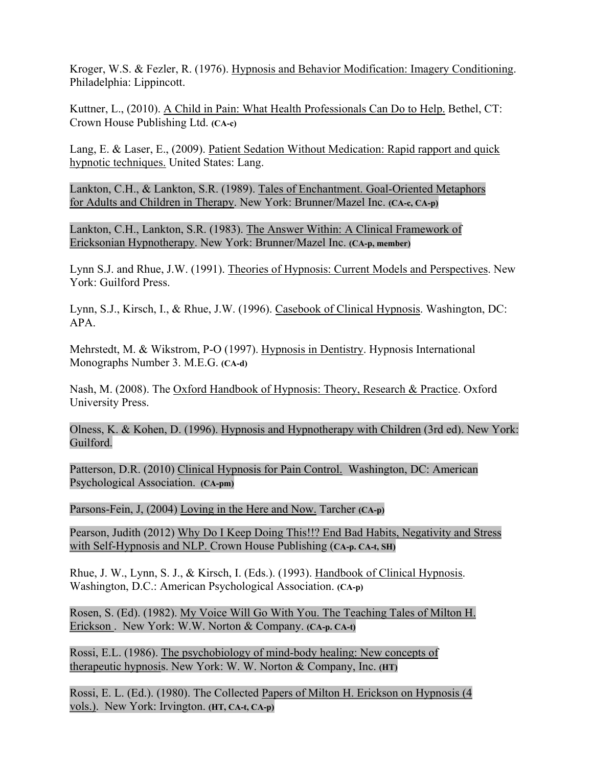Kroger, W.S. & Fezler, R. (1976). Hypnosis and Behavior Modification: Imagery Conditioning. Philadelphia: Lippincott.

Kuttner, L., (2010). A Child in Pain: What Health Professionals Can Do to Help. Bethel, CT: Crown House Publishing Ltd. **(CA-c)**

Lang, E. & Laser, E., (2009). Patient Sedation Without Medication: Rapid rapport and quick hypnotic techniques. United States: Lang.

Lankton, C.H., & Lankton, S.R. (1989). Tales of Enchantment. Goal-Oriented Metaphors for Adults and Children in Therapy. New York: Brunner/Mazel Inc. **(CA-c, CA-p)**

Lankton, C.H., Lankton, S.R. (1983). The Answer Within: A Clinical Framework of Ericksonian Hypnotherapy. New York: Brunner/Mazel Inc. **(CA-p, member)**

Lynn S.J. and Rhue, J.W. (1991). Theories of Hypnosis: Current Models and Perspectives. New York: Guilford Press.

Lynn, S.J., Kirsch, I., & Rhue, J.W. (1996). Casebook of Clinical Hypnosis. Washington, DC: APA.

Mehrstedt, M. & Wikstrom, P-O (1997). Hypnosis in Dentistry. Hypnosis International Monographs Number 3. M.E.G. **(CA-d)**

Nash, M. (2008). The Oxford Handbook of Hypnosis: Theory, Research & Practice. Oxford University Press.

Olness, K. & Kohen, D. (1996). Hypnosis and Hypnotherapy with Children (3rd ed). New York: Guilford.

Patterson, D.R. (2010) Clinical Hypnosis for Pain Control. Washington, DC: American Psychological Association. **(CA-pm)**

Parsons-Fein, J, (2004) Loving in the Here and Now. Tarcher **(CA-p)**

Pearson, Judith (2012) Why Do I Keep Doing This!!? End Bad Habits, Negativity and Stress with Self-Hypnosis and NLP. Crown House Publishing (**CA-p. CA-t, SH)**

Rhue, J. W., Lynn, S. J., & Kirsch, I. (Eds.). (1993). Handbook of Clinical Hypnosis. Washington, D.C.: American Psychological Association. **(CA-p)**

Rosen, S. (Ed). (1982). My Voice Will Go With You. The Teaching Tales of Milton H. Erickson . New York: W.W. Norton & Company. **(CA-p. CA-t)**

Rossi, E.L. (1986). The psychobiology of mind-body healing: New concepts of therapeutic hypnosis. New York: W. W. Norton & Company, Inc. **(HT)**

Rossi, E. L. (Ed.). (1980). The Collected Papers of Milton H. Erickson on Hypnosis (4 vols.). New York: Irvington. **(HT, CA-t, CA-p)**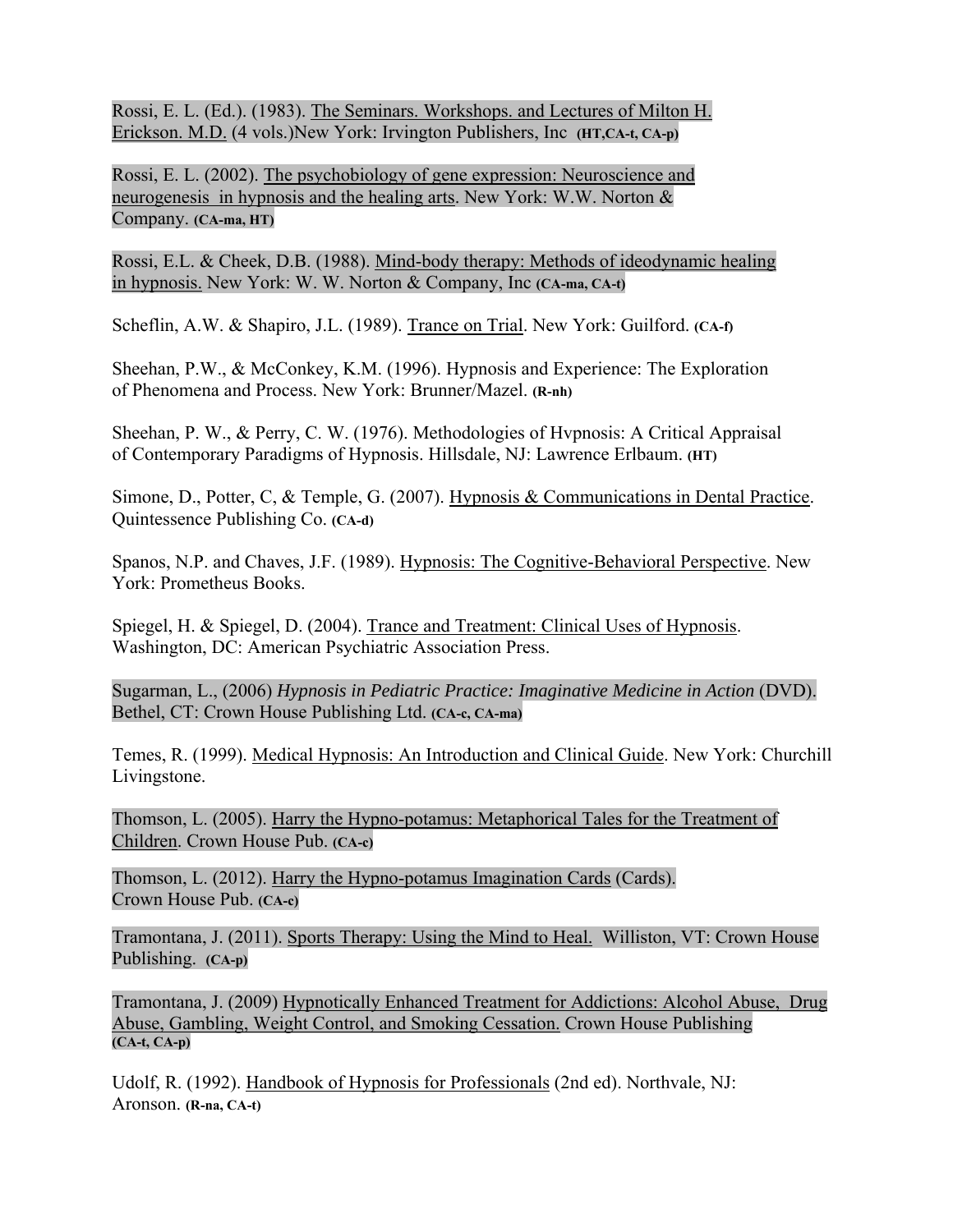Rossi, E. L. (Ed.). (1983). The Seminars. Workshops. and Lectures of Milton H. Erickson. M.D. (4 vols.)New York: Irvington Publishers, Inc **(HT,CA-t, CA-p)**

Rossi, E. L. (2002). The psychobiology of gene expression: Neuroscience and neurogenesis in hypnosis and the healing arts. New York: W.W. Norton & Company. **(CA-ma, HT)**

Rossi, E.L. & Cheek, D.B. (1988). Mind-body therapy: Methods of ideodynamic healing in hypnosis. New York: W. W. Norton & Company, Inc **(CA-ma, CA-t)**

Scheflin, A.W. & Shapiro, J.L. (1989). Trance on Trial. New York: Guilford. **(CA-f)**

Sheehan, P.W., & McConkey, K.M. (1996). Hypnosis and Experience: The Exploration of Phenomena and Process. New York: Brunner/Mazel. **(R-nh)**

Sheehan, P. W., & Perry, C. W. (1976). Methodologies of Hvpnosis: A Critical Appraisal of Contemporary Paradigms of Hypnosis. Hillsdale, NJ: Lawrence Erlbaum. **(HT)**

Simone, D., Potter, C, & Temple, G. (2007). Hypnosis & Communications in Dental Practice. Quintessence Publishing Co. **(CA-d)**

Spanos, N.P. and Chaves, J.F. (1989). Hypnosis: The Cognitive-Behavioral Perspective. New York: Prometheus Books.

Spiegel, H. & Spiegel, D. (2004). Trance and Treatment: Clinical Uses of Hypnosis. Washington, DC: American Psychiatric Association Press.

Sugarman, L., (2006) *Hypnosis in Pediatric Practice: Imaginative Medicine in Action* (DVD). Bethel, CT: Crown House Publishing Ltd. **(CA-c, CA-ma)**

Temes, R. (1999). Medical Hypnosis: An Introduction and Clinical Guide. New York: Churchill Livingstone.

Thomson, L. (2005). Harry the Hypno-potamus: Metaphorical Tales for the Treatment of Children. Crown House Pub. **(CA-c)**

Thomson, L. (2012). Harry the Hypno-potamus Imagination Cards (Cards). Crown House Pub. **(CA-c)**

Tramontana, J. (2011). Sports Therapy: Using the Mind to Heal. Williston, VT: Crown House Publishing. **(CA-p)**

Tramontana, J. (2009) Hypnotically Enhanced Treatment for Addictions: Alcohol Abuse, Drug Abuse, Gambling, Weight Control, and Smoking Cessation. Crown House Publishing **(CA-t, CA-p)**

Udolf, R. (1992). Handbook of Hypnosis for Professionals (2nd ed). Northvale, NJ: Aronson. **(R-na, CA-t)**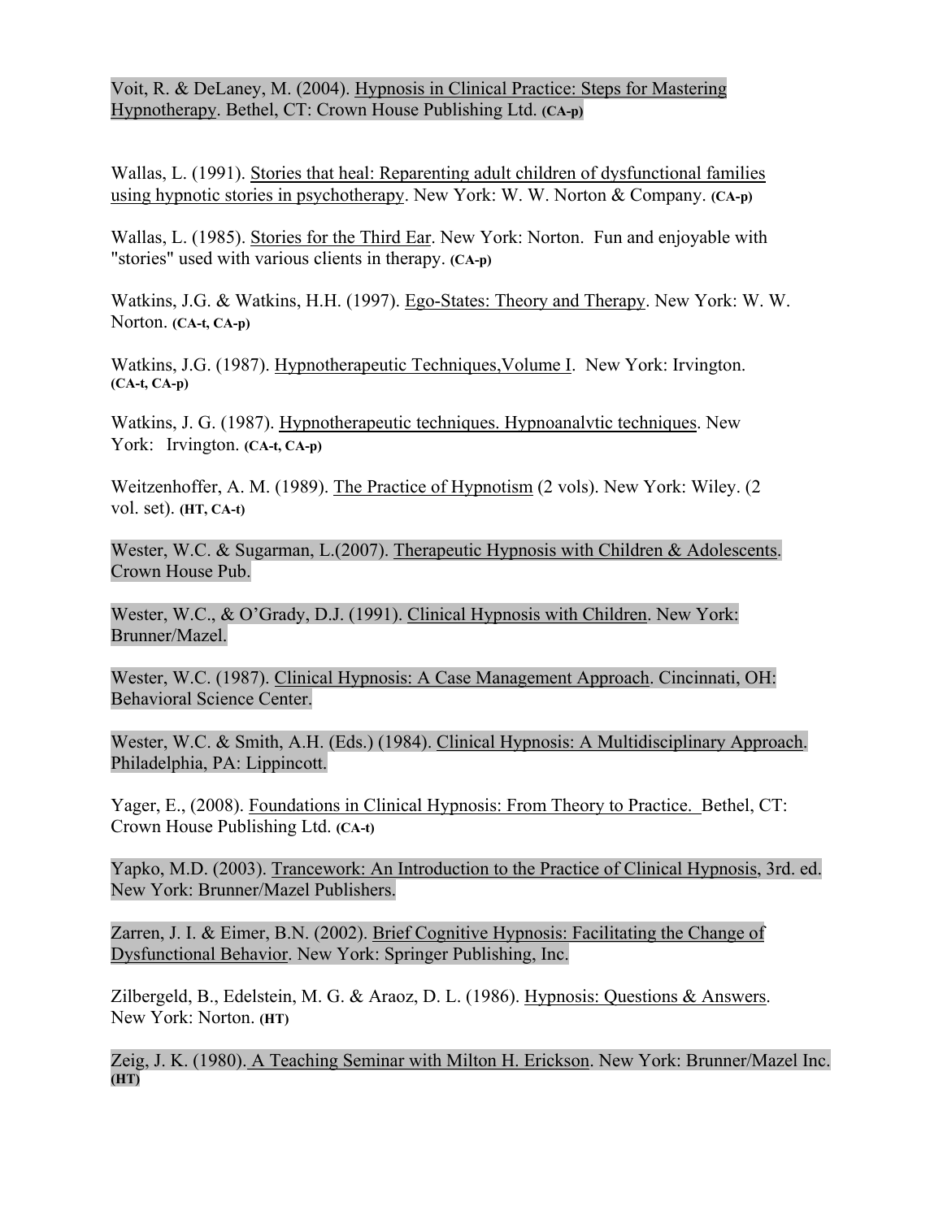Voit, R. & DeLaney, M. (2004). Hypnosis in Clinical Practice: Steps for Mastering Hypnotherapy. Bethel, CT: Crown House Publishing Ltd. **(CA-p)**

Wallas, L. (1991). Stories that heal: Reparenting adult children of dysfunctional families using hypnotic stories in psychotherapy. New York: W. W. Norton & Company. **(CA-p)**

Wallas, L. (1985). Stories for the Third Ear. New York: Norton. Fun and enjoyable with "stories" used with various clients in therapy. **(CA-p)**

Watkins, J.G. & Watkins, H.H. (1997). Ego-States: Theory and Therapy. New York: W. W. Norton. **(CA-t, CA-p)**

Watkins, J.G. (1987). Hypnotherapeutic Techniques,Volume I. New York: Irvington. **(CA-t, CA-p)**

Watkins, J. G. (1987). Hypnotherapeutic techniques. Hypnoanalvtic techniques. New York: Irvington. **(CA-t, CA-p)**

Weitzenhoffer, A. M. (1989). The Practice of Hypnotism (2 vols). New York: Wiley. (2 vol. set). **(HT, CA-t)**

Wester, W.C. & Sugarman, L.(2007). Therapeutic Hypnosis with Children & Adolescents. Crown House Pub.

Wester, W.C., & O'Grady, D.J. (1991). Clinical Hypnosis with Children. New York: Brunner/Mazel.

Wester, W.C. (1987). Clinical Hypnosis: A Case Management Approach. Cincinnati, OH: Behavioral Science Center.

Wester, W.C. & Smith, A.H. (Eds.) (1984). Clinical Hypnosis: A Multidisciplinary Approach. Philadelphia, PA: Lippincott.

Yager, E., (2008). Foundations in Clinical Hypnosis: From Theory to Practice. Bethel, CT: Crown House Publishing Ltd. **(CA-t)**

Yapko, M.D. (2003). Trancework: An Introduction to the Practice of Clinical Hypnosis, 3rd. ed. New York: Brunner/Mazel Publishers.

Zarren, J. I. & Eimer, B.N. (2002). Brief Cognitive Hypnosis: Facilitating the Change of Dysfunctional Behavior. New York: Springer Publishing, Inc.

Zilbergeld, B., Edelstein, M. G. & Araoz, D. L. (1986). Hypnosis: Questions & Answers. New York: Norton. **(HT)**

Zeig, J. K. (1980). A Teaching Seminar with Milton H. Erickson. New York: Brunner/Mazel Inc. **(HT)**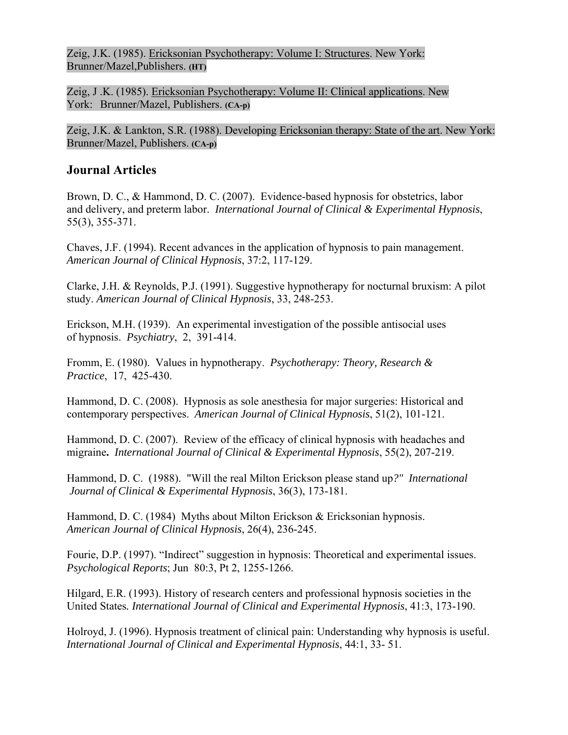Zeig, J.K. (1985). Ericksonian Psychotherapy: Volume I: Structures. New York: Brunner/Mazel,Publishers. **(HT)**

Zeig, J .K. (1985). Ericksonian Psychotherapy: Volume II: Clinical applications. New York: Brunner/Mazel, Publishers. **(CA-p)**

Zeig, J.K. & Lankton, S.R. (1988). Developing Ericksonian therapy: State of the art. New York: Brunner/Mazel, Publishers. **(CA-p)**

## Journal Articles

Brown, D. C., & Hammond, D. C. (2007). Evidence-based hypnosis for obstetrics, labor and delivery, and preterm labor. *International Journal of Clinical & Experimental Hypnosis*, 55(3), 355-371.

Chaves, J.F. (1994). Recent advances in the application of hypnosis to pain management. *American Journal of Clinical Hypnosis*, 37:2, 117-129.

Clarke, J.H. & Reynolds, P.J. (1991). Suggestive hypnotherapy for nocturnal bruxism: A pilot study. *American Journal of Clinical Hypnosis*, 33, 248-253.

Erickson, M.H. (1939). An experimental investigation of the possible antisocial uses of hypnosis. *Psychiatry*, 2, 391-414.

Fromm, E. (1980). Values in hypnotherapy. *Psychotherapy: Theory, Research & Practice*, 17, 425-430.

Hammond, D. C. (2008). Hypnosis as sole anesthesia for major surgeries: Historical and contemporary perspectives. *American Journal of Clinical Hypnosis*, 51(2), 101-121.

Hammond, D. C. (2007). Review of the efficacy of clinical hypnosis with headaches and migraine**.** *International Journal of Clinical & Experimental Hypnosis*, 55(2), 207-219.

Hammond, D. C. (1988). "Will the real Milton Erickson please stand up*?"* *International Journal of Clinical & Experimental Hypnosis*, 36(3), 173-181.

Hammond, D. C. (1984) Myths about Milton Erickson & Ericksonian hypnosis. *American Journal of Clinical Hypnosis*, 26(4), 236-245.

Fourie, D.P. (1997). "Indirect" suggestion in hypnosis: Theoretical and experimental issues. *Psychological Reports*; Jun 80:3, Pt 2, 1255-1266.

Hilgard, E.R. (1993). History of research centers and professional hypnosis societies in the United States*. International Journal of Clinical and Experimental Hypnosis*, 41:3, 173-190.

Holroyd, J. (1996). Hypnosis treatment of clinical pain: Understanding why hypnosis is useful. *International Journal of Clinical and Experimental Hypnosis*, 44:1, 33- 51.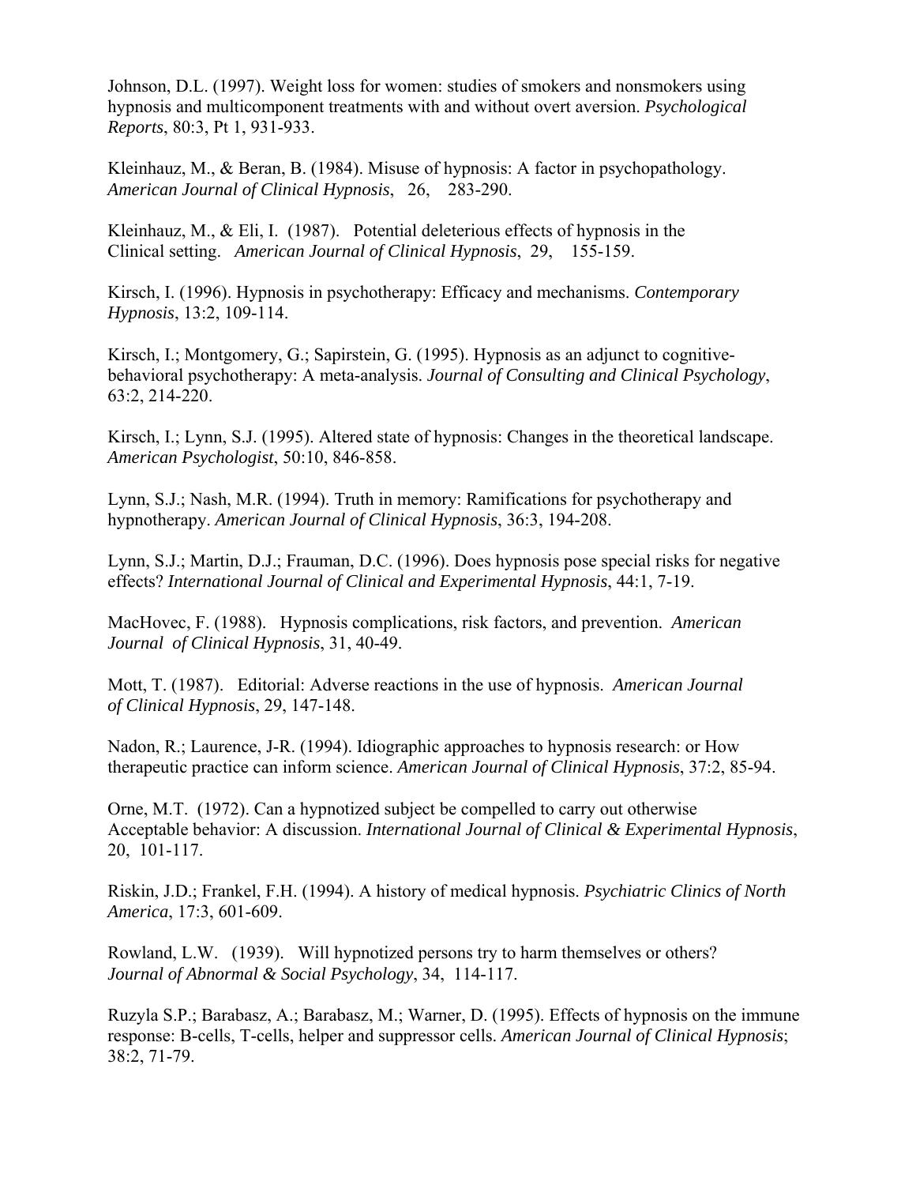Johnson, D.L. (1997). Weight loss for women: studies of smokers and nonsmokers using hypnosis and multicomponent treatments with and without overt aversion. *Psychological Reports*, 80:3, Pt 1, 931-933.

Kleinhauz, M., & Beran, B. (1984). Misuse of hypnosis: A factor in psychopathology. *American Journal of Clinical Hypnosis*, 26, 283-290.

Kleinhauz, M., & Eli, I. (1987). Potential deleterious effects of hypnosis in the Clinical setting. *American Journal of Clinical Hypnosis*, 29, 155-159.

Kirsch, I. (1996). Hypnosis in psychotherapy: Efficacy and mechanisms. *Contemporary Hypnosis*, 13:2, 109-114.

Kirsch, I.; Montgomery, G.; Sapirstein, G. (1995). Hypnosis as an adjunct to cognitive-behavioral psychotherapy: A meta-analysis. *Journal of Consulting and Clinical Psychology*, 63:2, 214-220.

Kirsch, I.; Lynn, S.J. (1995). Altered state of hypnosis: Changes in the theoretical landscape. *American Psychologist*, 50:10, 846-858.

Lynn, S.J.; Nash, M.R. (1994). Truth in memory: Ramifications for psychotherapy and hypnotherapy. *American Journal of Clinical Hypnosis*, 36:3, 194-208.

Lynn, S.J.; Martin, D.J.; Frauman, D.C. (1996). Does hypnosis pose special risks for negative effects? *International Journal of Clinical and Experimental Hypnosis*, 44:1, 7-19.

MacHovec, F. (1988). Hypnosis complications, risk factors, and prevention. *American Journal of Clinical Hypnosis*, 31, 40-49.

Mott, T. (1987). Editorial: Adverse reactions in the use of hypnosis. *American Journal of Clinical Hypnosis*, 29, 147-148.

Nadon, R.; Laurence, J-R. (1994). Idiographic approaches to hypnosis research: or How therapeutic practice can inform science. *American Journal of Clinical Hypnosis*, 37:2, 85-94.

Orne, M.T. (1972). Can a hypnotized subject be compelled to carry out otherwise Acceptable behavior: A discussion. *International Journal of Clinical & Experimental Hypnosis*, 20, 101-117.

Riskin, J.D.; Frankel, F.H. (1994). A history of medical hypnosis. *Psychiatric Clinics of North America*, 17:3, 601-609.

Rowland, L.W. (1939). Will hypnotized persons try to harm themselves or others? *Journal of Abnormal & Social Psychology*, 34, 114-117.

Ruzyla S.P.; Barabasz, A.; Barabasz, M.; Warner, D. (1995). Effects of hypnosis on the immune response: B-cells, T-cells, helper and suppressor cells. *American Journal of Clinical Hypnosis*; 38:2, 71-79.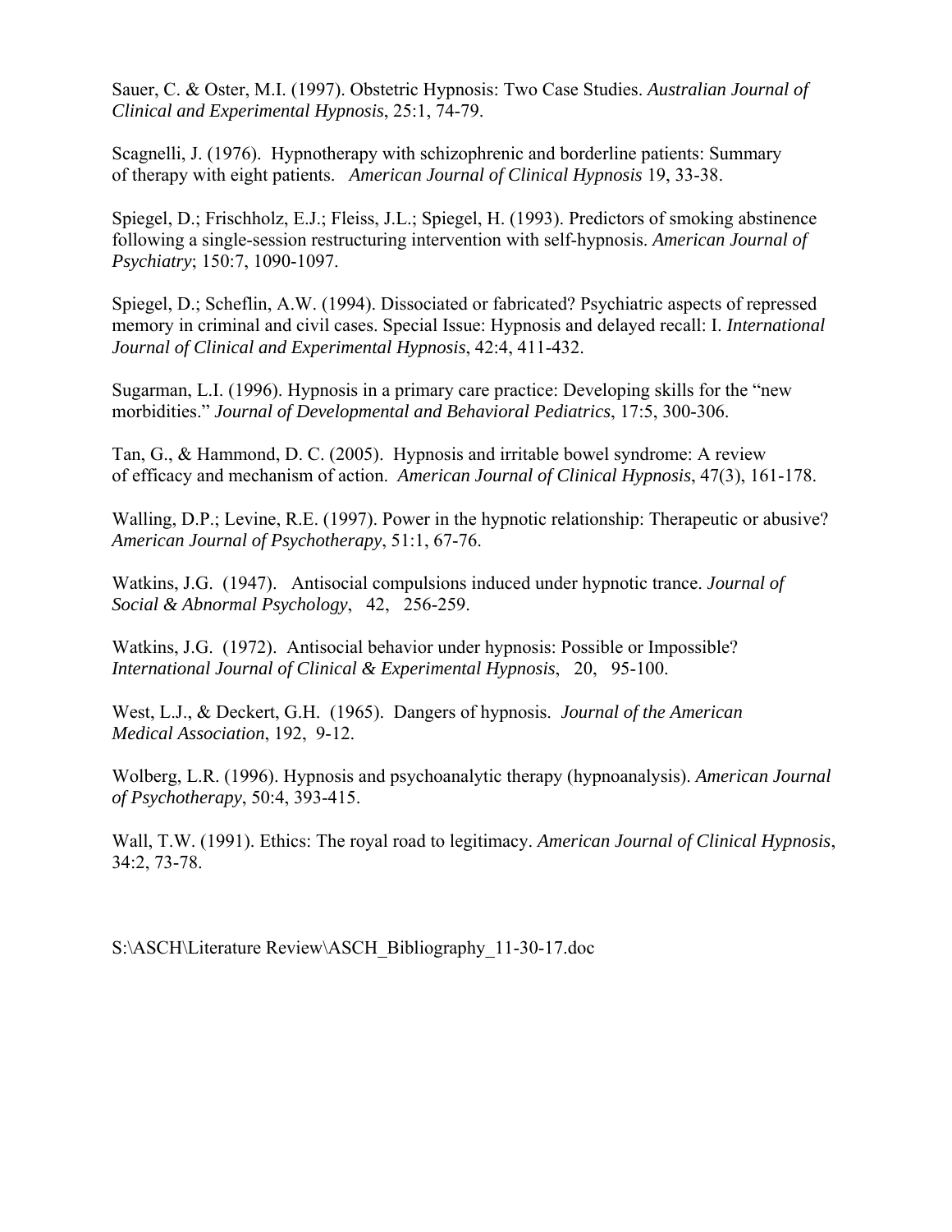Sauer, C. & Oster, M.I. (1997). Obstetric Hypnosis: Two Case Studies. *Australian Journal of Clinical and Experimental Hypnosis*, 25:1, 74-79.

Scagnelli, J. (1976). Hypnotherapy with schizophrenic and borderline patients: Summary of therapy with eight patients. *American Journal of Clinical Hypnosis* 19, 33-38.

Spiegel, D.; Frischholz, E.J.; Fleiss, J.L.; Spiegel, H. (1993). Predictors of smoking abstinence following a single-session restructuring intervention with self-hypnosis. *American Journal of Psychiatry*; 150:7, 1090-1097.

Spiegel, D.; Scheflin, A.W. (1994). Dissociated or fabricated? Psychiatric aspects of repressed memory in criminal and civil cases. Special Issue: Hypnosis and delayed recall: I. *International Journal of Clinical and Experimental Hypnosis*, 42:4, 411-432.

Sugarman, L.I. (1996). Hypnosis in a primary care practice: Developing skills for the "new morbidities." *Journal of Developmental and Behavioral Pediatrics*, 17:5, 300-306.

Tan, G., & Hammond, D. C. (2005). Hypnosis and irritable bowel syndrome: A review of efficacy and mechanism of action. *American Journal of Clinical Hypnosis*, 47(3), 161-178.

Walling, D.P.; Levine, R.E. (1997). Power in the hypnotic relationship: Therapeutic or abusive? *American Journal of Psychotherapy*, 51:1, 67-76.

Watkins, J.G. (1947). Antisocial compulsions induced under hypnotic trance. *Journal of Social & Abnormal Psychology*, 42, 256-259.

Watkins, J.G. (1972). Antisocial behavior under hypnosis: Possible or Impossible? *International Journal of Clinical & Experimental Hypnosis*, 20, 95-100.

West, L.J., & Deckert, G.H. (1965). Dangers of hypnosis. *Journal of the American Medical Association*, 192, 9-12.

Wolberg, L.R. (1996). Hypnosis and psychoanalytic therapy (hypnoanalysis). *American Journal of Psychotherapy*, 50:4, 393-415.

Wall, T.W. (1991). Ethics: The royal road to legitimacy. *American Journal of Clinical Hypnosis*, 34:2, 73-78.

S:\ASCH\Literature Review\ASCH_Bibliography_11-30-17.doc